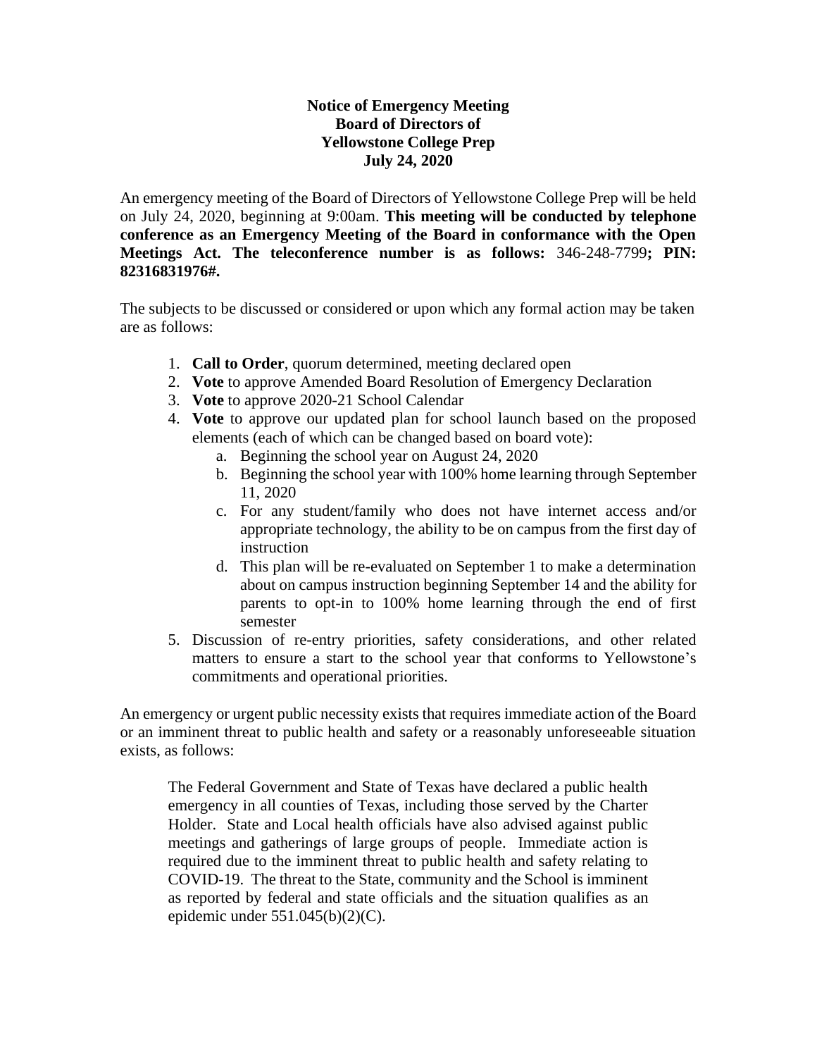**Notice of Emergency Meeting**
**Board of Directors of**
**Yellowstone College Prep**
**July 24, 2020**

An emergency meeting of the Board of Directors of Yellowstone College Prep will be held on July 24, 2020, beginning at 9:00am. **This meeting will be conducted by telephone conference as an Emergency Meeting of the Board in conformance with the Open Meetings Act. The teleconference number is as follows:** 346-248-7799**; PIN: 82316831976#.**

The subjects to be discussed or considered or upon which any formal action may be taken are as follows:

1. **Call to Order**, quorum determined, meeting declared open
2. **Vote** to approve Amended Board Resolution of Emergency Declaration
3. **Vote** to approve 2020-21 School Calendar
4. **Vote** to approve our updated plan for school launch based on the proposed elements (each of which can be changed based on board vote):
   a. Beginning the school year on August 24, 2020
   b. Beginning the school year with 100% home learning through September 11, 2020
   c. For any student/family who does not have internet access and/or appropriate technology, the ability to be on campus from the first day of instruction
   d. This plan will be re-evaluated on September 1 to make a determination about on campus instruction beginning September 14 and the ability for parents to opt-in to 100% home learning through the end of first semester
5. Discussion of re-entry priorities, safety considerations, and other related matters to ensure a start to the school year that conforms to Yellowstone's commitments and operational priorities.

An emergency or urgent public necessity exists that requires immediate action of the Board or an imminent threat to public health and safety or a reasonably unforeseeable situation exists, as follows:

> The Federal Government and State of Texas have declared a public health emergency in all counties of Texas, including those served by the Charter Holder. State and Local health officials have also advised against public meetings and gatherings of large groups of people. Immediate action is required due to the imminent threat to public health and safety relating to COVID-19. The threat to the State, community and the School is imminent as reported by federal and state officials and the situation qualifies as an epidemic under 551.045(b)(2)(C).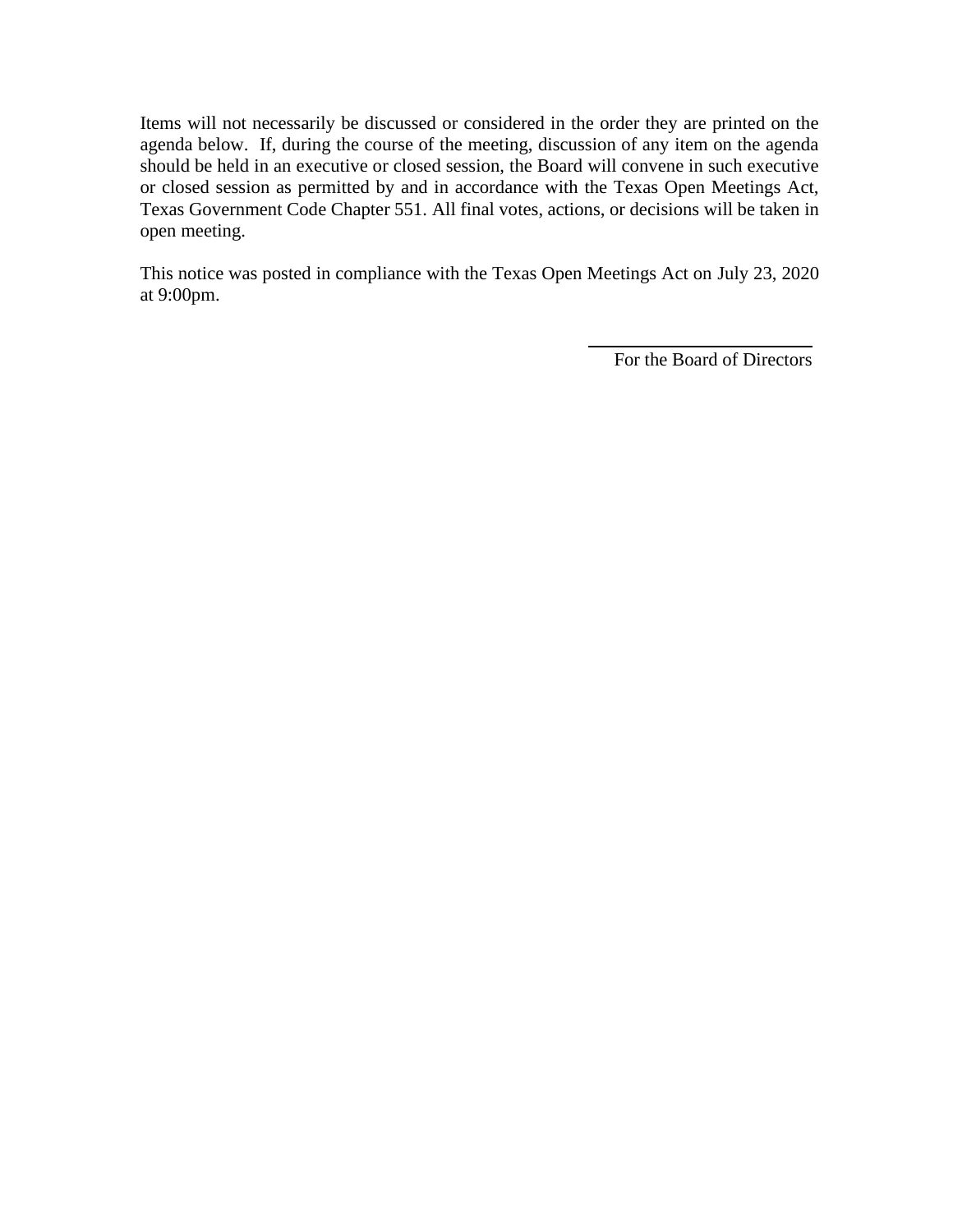Items will not necessarily be discussed or considered in the order they are printed on the agenda below. If, during the course of the meeting, discussion of any item on the agenda should be held in an executive or closed session, the Board will convene in such executive or closed session as permitted by and in accordance with the Texas Open Meetings Act, Texas Government Code Chapter 551. All final votes, actions, or decisions will be taken in open meeting.

This notice was posted in compliance with the Texas Open Meetings Act on July 23, 2020 at 9:00pm.

\_\_\_\_\_\_\_\_\_\_\_\_\_\_\_\_\_\_\_\_\_\_\_\_\_\_

For the Board of Directors